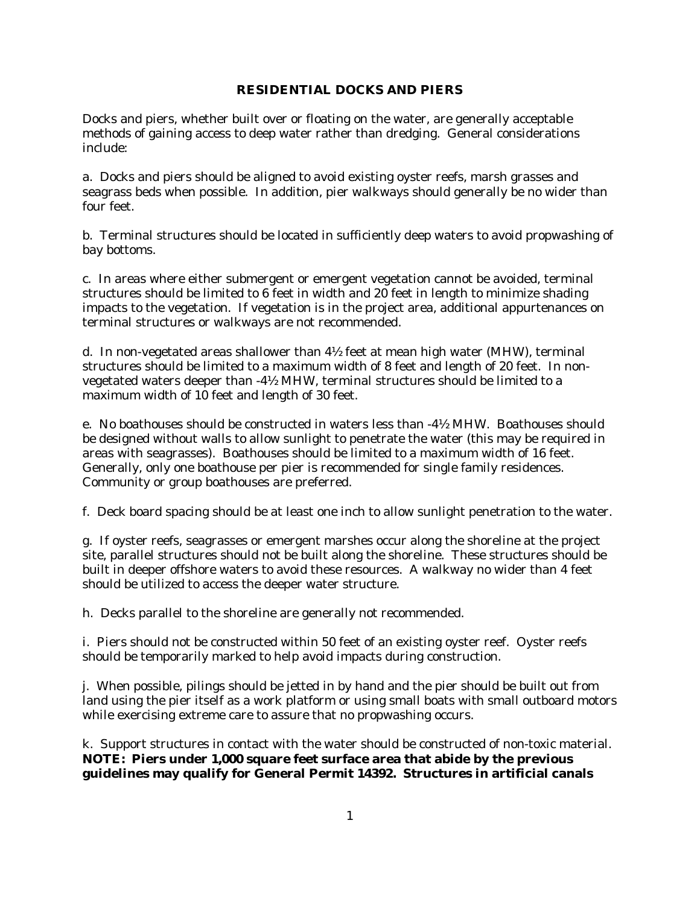# RESIDENTIAL DOCKS AND PIERS

Docks and piers, whether built over or floating on the water, are generally acceptable methods of gaining access to deep water rather than dredging. General considerations include:

a. Docks and piers should be aligned to avoid existing oyster reefs, marsh grasses and seagrass beds when possible. In addition, pier walkways should generally be no wider than four feet.

b. Terminal structures should be located in sufficiently deep waters to avoid propwashing of bay bottoms.

c. In areas where either submergent or emergent vegetation cannot be avoided, terminal structures should be limited to 6 feet in width and 20 feet in length to minimize shading impacts to the vegetation. If vegetation is in the project area, additional appurtenances on terminal structures or walkways are not recommended.

d. In non-vegetated areas shallower than 4½ feet at mean high water (MHW), terminal structures should be limited to a maximum width of 8 feet and length of 20 feet. In non-vegetated waters deeper than -4½ MHW, terminal structures should be limited to a maximum width of 10 feet and length of 30 feet.

e. No boathouses should be constructed in waters less than -4½ MHW. Boathouses should be designed without walls to allow sunlight to penetrate the water (this may be required in areas with seagrasses). Boathouses should be limited to a maximum width of 16 feet. Generally, only one boathouse per pier is recommended for single family residences. Community or group boathouses are preferred.

f. Deck board spacing should be at least one inch to allow sunlight penetration to the water.

g. If oyster reefs, seagrasses or emergent marshes occur along the shoreline at the project site, parallel structures should not be built along the shoreline. These structures should be built in deeper offshore waters to avoid these resources. A walkway no wider than 4 feet should be utilized to access the deeper water structure.

h. Decks parallel to the shoreline are generally not recommended.

i. Piers should not be constructed within 50 feet of an existing oyster reef. Oyster reefs should be temporarily marked to help avoid impacts during construction.

j. When possible, pilings should be jetted in by hand and the pier should be built out from land using the pier itself as a work platform or using small boats with small outboard motors while exercising extreme care to assure that no propwashing occurs.

k. Support structures in contact with the water should be constructed of non-toxic material.
**NOTE: Piers under 1,000 square feet surface area that abide by the previous guidelines may qualify for General Permit 14392. Structures in artificial canals**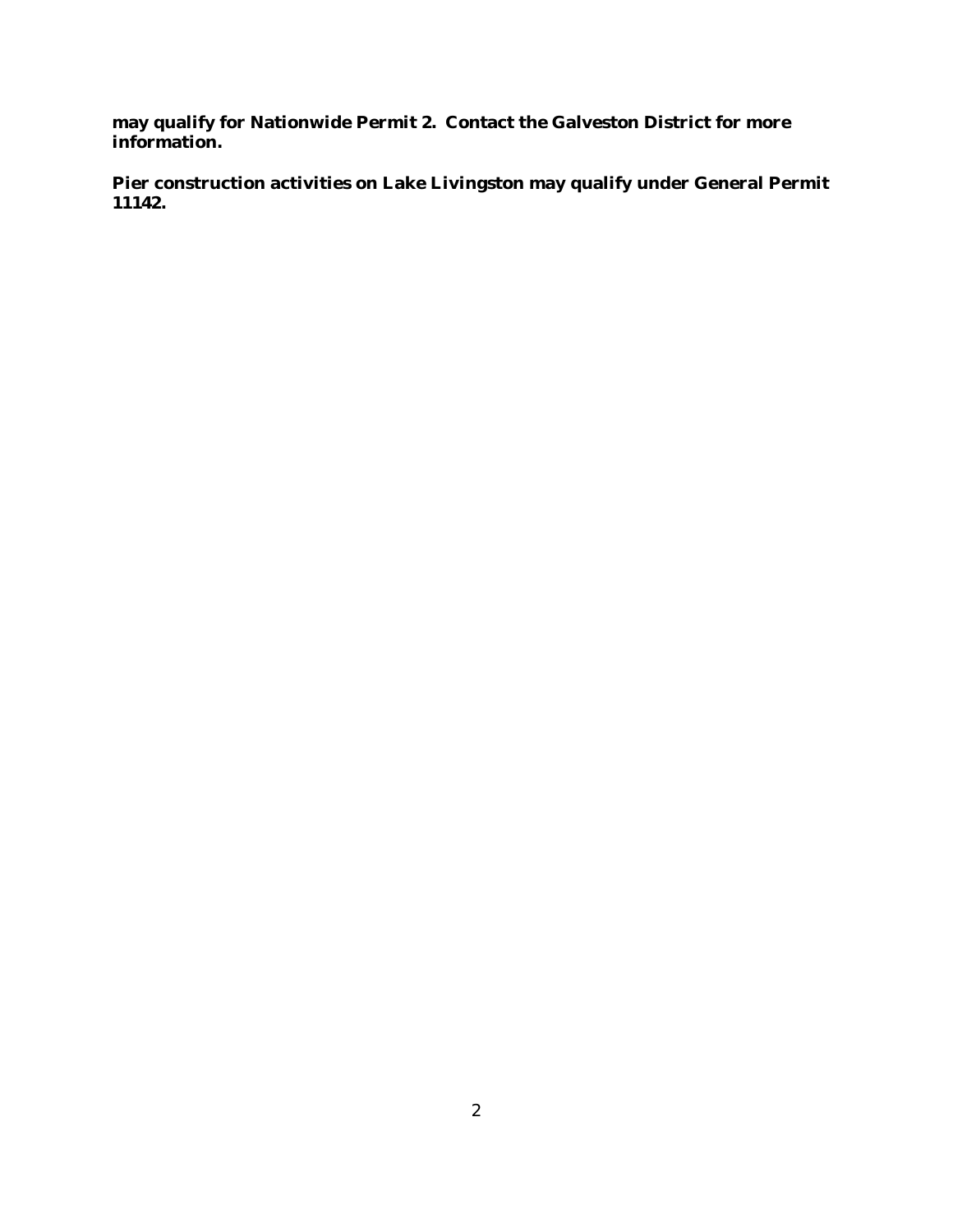**may qualify for Nationwide Permit 2. Contact the Galveston District for more information.**

**Pier construction activities on Lake Livingston may qualify under General Permit 11142.**